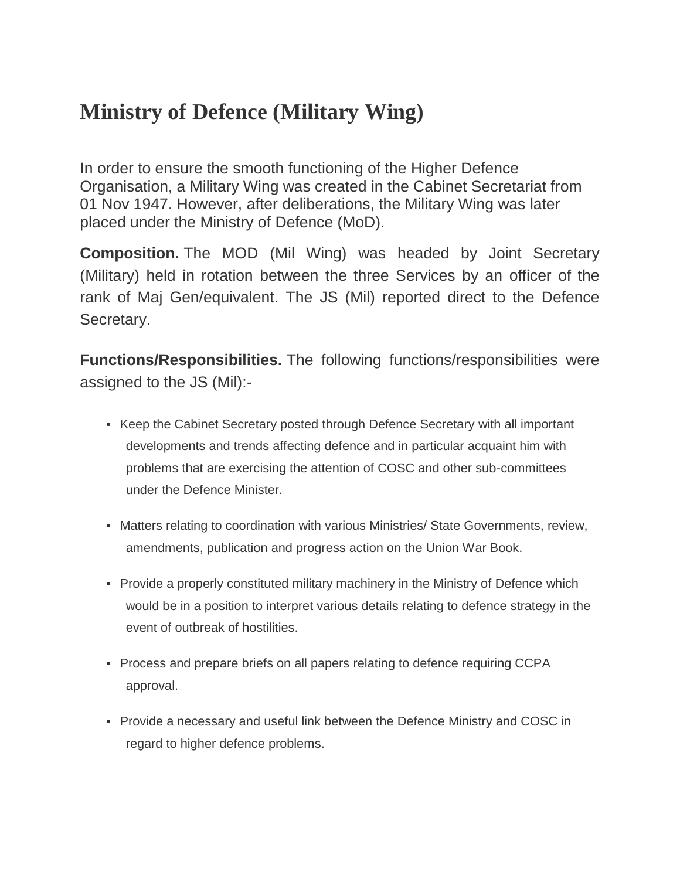# Ministry of Defence (Military Wing)

In order to ensure the smooth functioning of the Higher Defence Organisation, a Military Wing was created in the Cabinet Secretariat from 01 Nov 1947. However, after deliberations, the Military Wing was later placed under the Ministry of Defence (MoD).

**Composition.** The MOD (Mil Wing) was headed by Joint Secretary (Military) held in rotation between the three Services by an officer of the rank of Maj Gen/equivalent. The JS (Mil) reported direct to the Defence Secretary.

**Functions/Responsibilities.** The following functions/responsibilities were assigned to the JS (Mil):-

- Keep the Cabinet Secretary posted through Defence Secretary with all important developments and trends affecting defence and in particular acquaint him with problems that are exercising the attention of COSC and other sub-committees under the Defence Minister.
- Matters relating to coordination with various Ministries/ State Governments, review, amendments, publication and progress action on the Union War Book.
- Provide a properly constituted military machinery in the Ministry of Defence which would be in a position to interpret various details relating to defence strategy in the event of outbreak of hostilities.
- Process and prepare briefs on all papers relating to defence requiring CCPA approval.
- Provide a necessary and useful link between the Defence Ministry and COSC in regard to higher defence problems.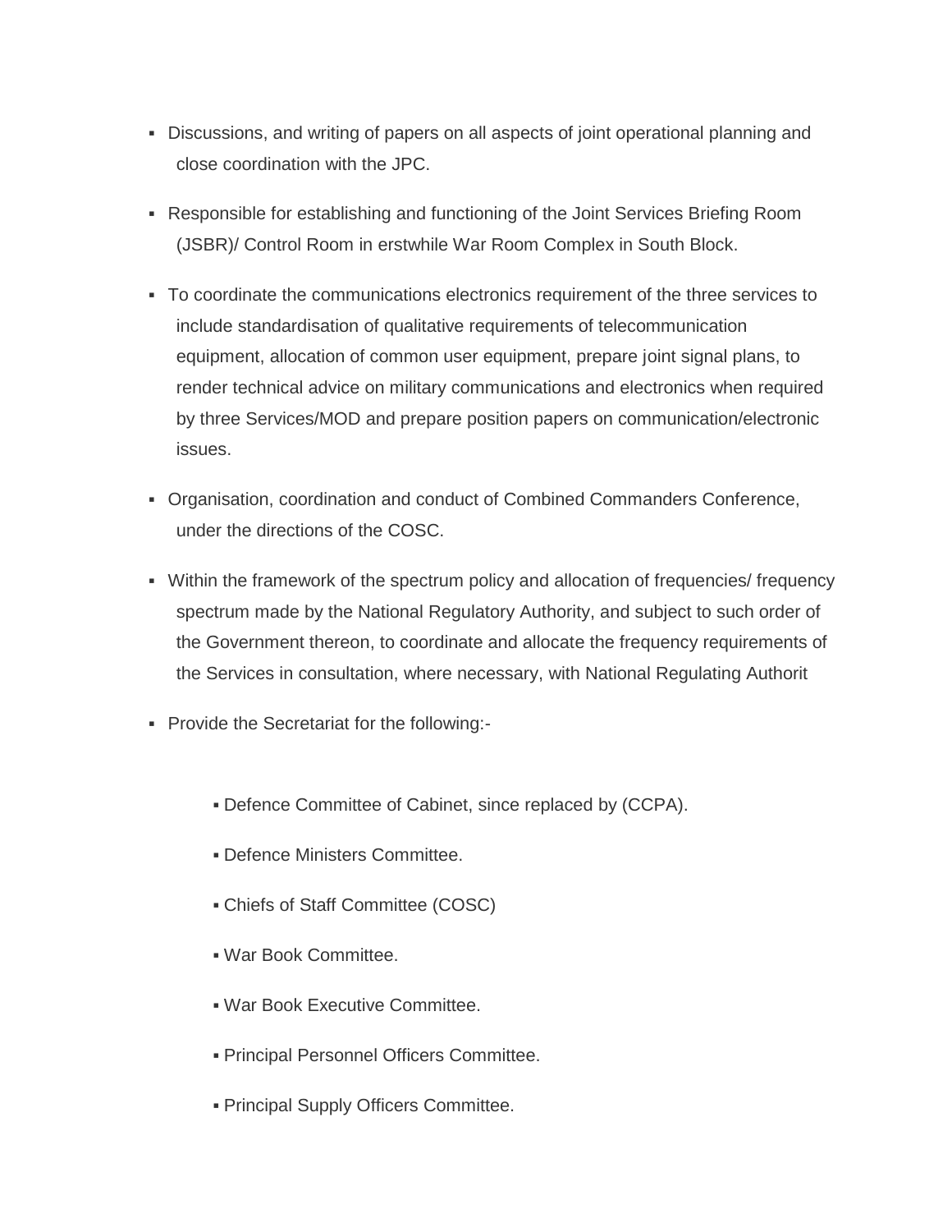- Discussions, and writing of papers on all aspects of joint operational planning and close coordination with the JPC.
- Responsible for establishing and functioning of the Joint Services Briefing Room (JSBR)/ Control Room in erstwhile War Room Complex in South Block.
- To coordinate the communications electronics requirement of the three services to include standardisation of qualitative requirements of telecommunication equipment, allocation of common user equipment, prepare joint signal plans, to render technical advice on military communications and electronics when required by three Services/MOD and prepare position papers on communication/electronic issues.
- Organisation, coordination and conduct of Combined Commanders Conference, under the directions of the COSC.
- Within the framework of the spectrum policy and allocation of frequencies/ frequency spectrum made by the National Regulatory Authority, and subject to such order of the Government thereon, to coordinate and allocate the frequency requirements of the Services in consultation, where necessary, with National Regulating Authorit
- Provide the Secretariat for the following:-
  - Defence Committee of Cabinet, since replaced by (CCPA).
  - Defence Ministers Committee.
  - Chiefs of Staff Committee (COSC)
  - War Book Committee.
  - War Book Executive Committee.
  - Principal Personnel Officers Committee.
  - Principal Supply Officers Committee.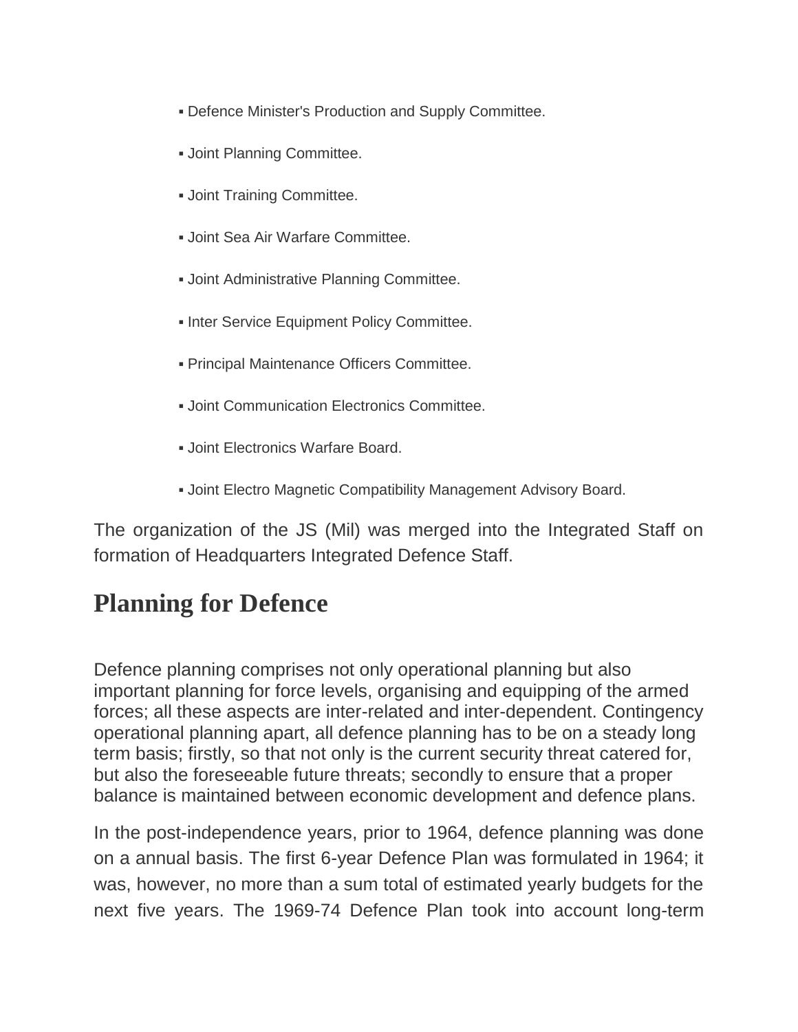- Defence Minister's Production and Supply Committee.
- Joint Planning Committee.
- Joint Training Committee.
- Joint Sea Air Warfare Committee.
- Joint Administrative Planning Committee.
- Inter Service Equipment Policy Committee.
- Principal Maintenance Officers Committee.
- Joint Communication Electronics Committee.
- Joint Electronics Warfare Board.
- Joint Electro Magnetic Compatibility Management Advisory Board.

The organization of the JS (Mil) was merged into the Integrated Staff on formation of Headquarters Integrated Defence Staff.

## Planning for Defence

Defence planning comprises not only operational planning but also important planning for force levels, organising and equipping of the armed forces; all these aspects are inter-related and inter-dependent. Contingency operational planning apart, all defence planning has to be on a steady long term basis; firstly, so that not only is the current security threat catered for, but also the foreseeable future threats; secondly to ensure that a proper balance is maintained between economic development and defence plans.

In the post-independence years, prior to 1964, defence planning was done on a annual basis. The first 6-year Defence Plan was formulated in 1964; it was, however, no more than a sum total of estimated yearly budgets for the next five years. The 1969-74 Defence Plan took into account long-term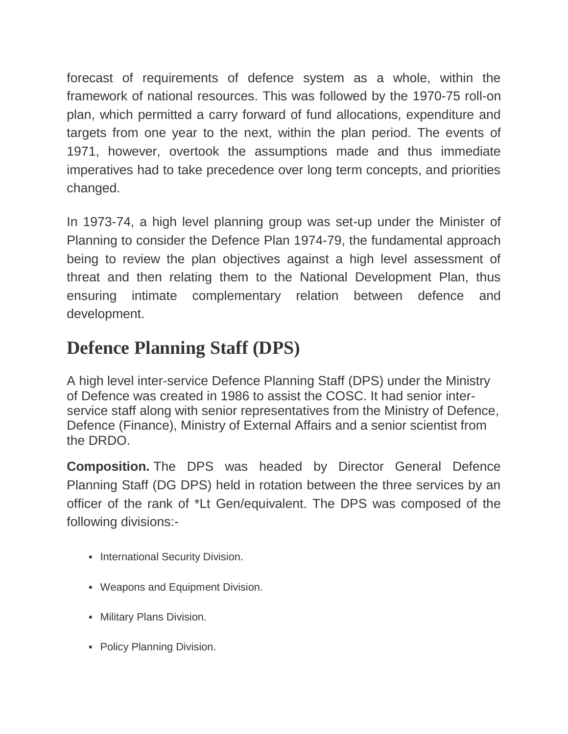forecast of requirements of defence system as a whole, within the framework of national resources. This was followed by the 1970-75 roll-on plan, which permitted a carry forward of fund allocations, expenditure and targets from one year to the next, within the plan period. The events of 1971, however, overtook the assumptions made and thus immediate imperatives had to take precedence over long term concepts, and priorities changed.

In 1973-74, a high level planning group was set-up under the Minister of Planning to consider the Defence Plan 1974-79, the fundamental approach being to review the plan objectives against a high level assessment of threat and then relating them to the National Development Plan, thus ensuring intimate complementary relation between defence and development.

## Defence Planning Staff (DPS)

A high level inter-service Defence Planning Staff (DPS) under the Ministry of Defence was created in 1986 to assist the COSC. It had senior inter-service staff along with senior representatives from the Ministry of Defence, Defence (Finance), Ministry of External Affairs and a senior scientist from the DRDO.

**Composition.** The DPS was headed by Director General Defence Planning Staff (DG DPS) held in rotation between the three services by an officer of the rank of *Lt Gen/equivalent. The DPS was composed of the following divisions:-

- International Security Division.
- Weapons and Equipment Division.
- Military Plans Division.
- Policy Planning Division.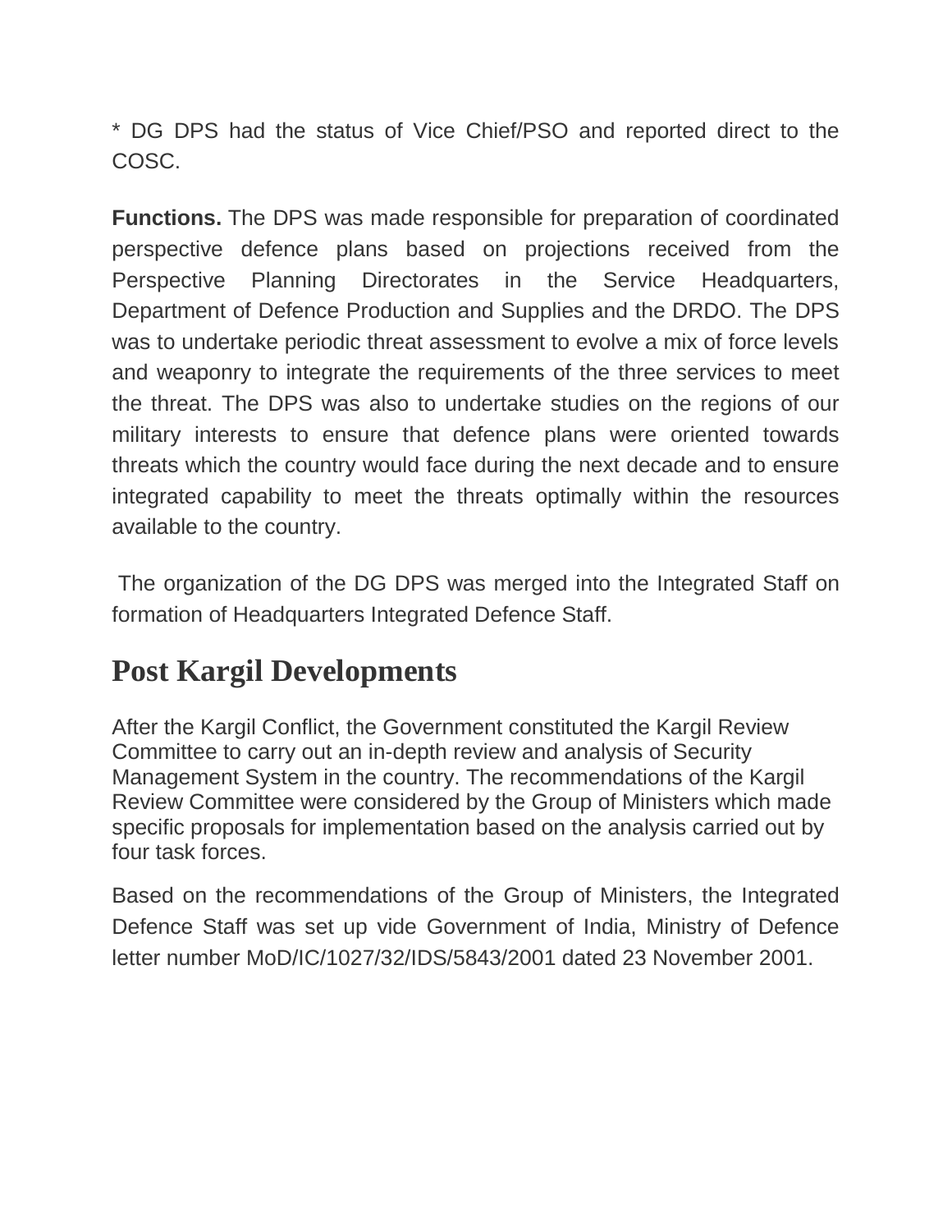* DG DPS had the status of Vice Chief/PSO and reported direct to the COSC.

**Functions.** The DPS was made responsible for preparation of coordinated perspective defence plans based on projections received from the Perspective Planning Directorates in the Service Headquarters, Department of Defence Production and Supplies and the DRDO. The DPS was to undertake periodic threat assessment to evolve a mix of force levels and weaponry to integrate the requirements of the three services to meet the threat. The DPS was also to undertake studies on the regions of our military interests to ensure that defence plans were oriented towards threats which the country would face during the next decade and to ensure integrated capability to meet the threats optimally within the resources available to the country.

The organization of the DG DPS was merged into the Integrated Staff on formation of Headquarters Integrated Defence Staff.

## Post Kargil Developments

After the Kargil Conflict, the Government constituted the Kargil Review Committee to carry out an in-depth review and analysis of Security Management System in the country. The recommendations of the Kargil Review Committee were considered by the Group of Ministers which made specific proposals for implementation based on the analysis carried out by four task forces.

Based on the recommendations of the Group of Ministers, the Integrated Defence Staff was set up vide Government of India, Ministry of Defence letter number MoD/IC/1027/32/IDS/5843/2001 dated 23 November 2001.